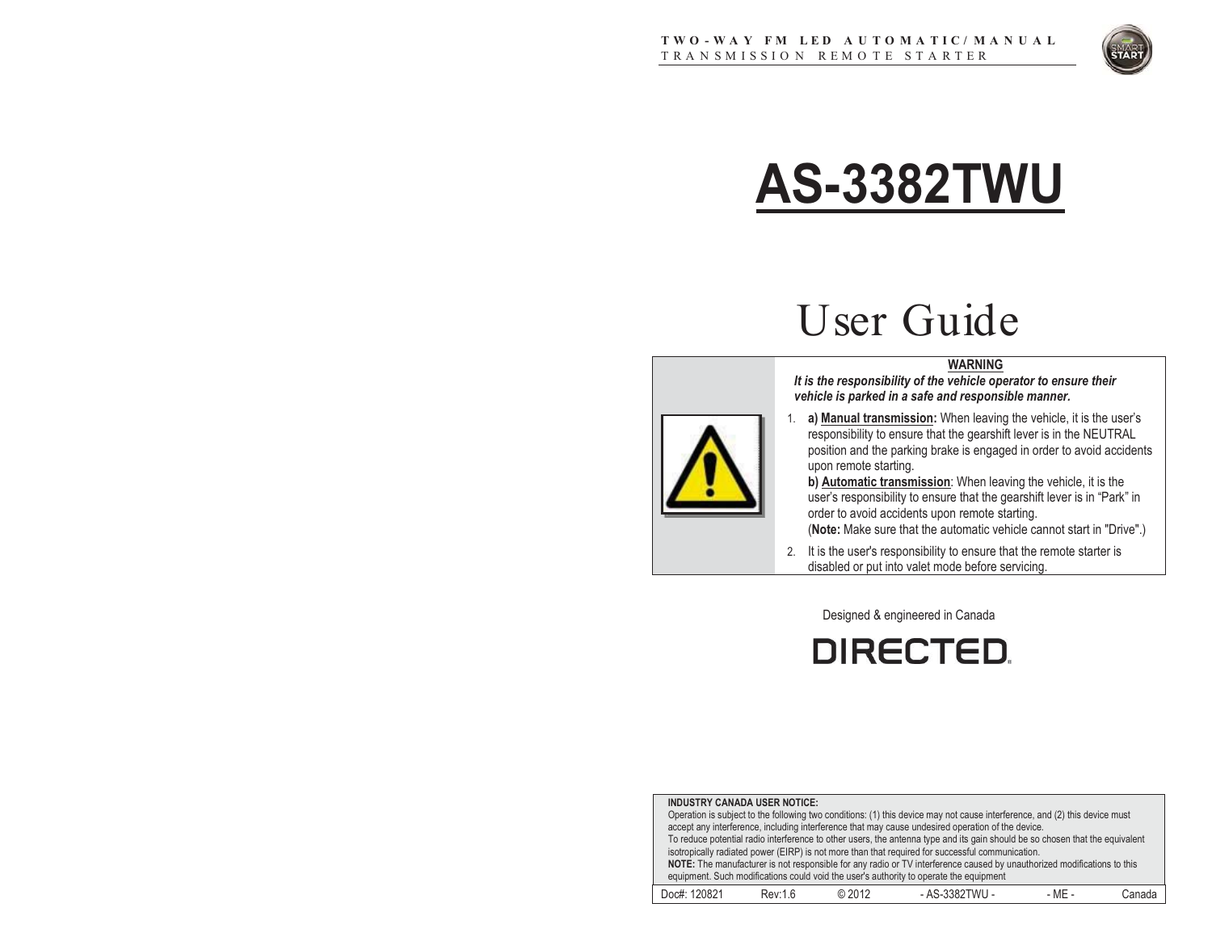**TWO-WAY FM LED AUTOMATIC/MANUAL**
TRANSMISSION REMOTE STARTER

# AS-3382TWU

## User Guide

**WARNING**

***It is the responsibility of the vehicle operator to ensure their vehicle is parked in a safe and responsible manner.***

1. **a) Manual transmission:** When leaving the vehicle, it is the user's responsibility to ensure that the gearshift lever is in the NEUTRAL position and the parking brake is engaged in order to avoid accidents upon remote starting.
   **b) Automatic transmission**: When leaving the vehicle, it is the user's responsibility to ensure that the gearshift lever is in "Park" in order to avoid accidents upon remote starting.
   (**Note:** Make sure that the automatic vehicle cannot start in "Drive".)
2. It is the user's responsibility to ensure that the remote starter is disabled or put into valet mode before servicing.

Designed & engineered in Canada

DIRECTED

**INDUSTRY CANADA USER NOTICE:**
Operation is subject to the following two conditions: (1) this device may not cause interference, and (2) this device must accept any interference, including interference that may cause undesired operation of the device.
To reduce potential radio interference to other users, the antenna type and its gain should be so chosen that the equivalent isotropically radiated power (EIRP) is not more than that required for successful communication.
**NOTE:** The manufacturer is not responsible for any radio or TV interference caused by unauthorized modifications to this equipment. Such modifications could void the user's authority to operate the equipment

| Doc#: 120821 | Rev:1.6 | © 2012 | - AS-3382TWU - | - ME - | Canada |
|---|---|---|---|---|---|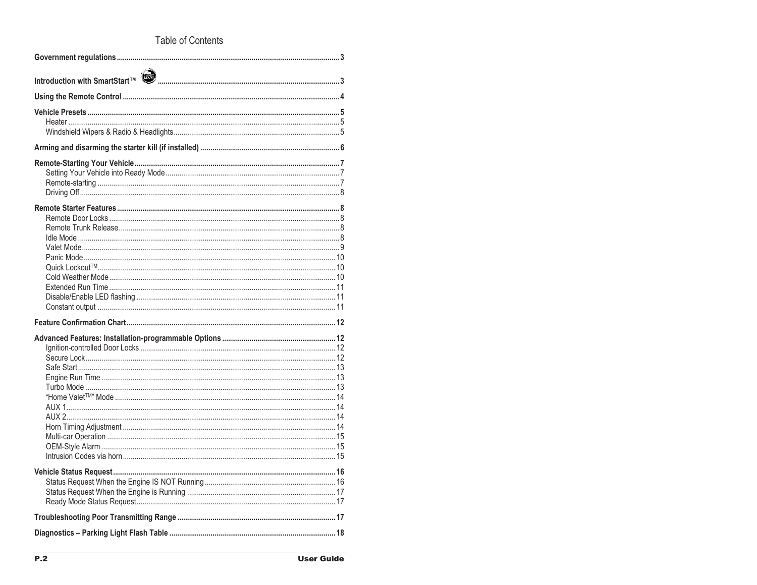# Table of Contents

**Government regulations** ... 3

**Introduction with SmartStart™** ... 3

**Using the Remote Control** ... 4

**Vehicle Presets** ... 5
- Heater ... 5
- Windshield Wipers & Radio & Headlights ... 5

**Arming and disarming the starter kill (if installed)** ... 6

**Remote-Starting Your Vehicle** ... 7
- Setting Your Vehicle into Ready Mode ... 7
- Remote-starting ... 7
- Driving Off ... 8

**Remote Starter Features** ... 8
- Remote Door Locks ... 8
- Remote Trunk Release ... 8
- Idle Mode ... 8
- Valet Mode ... 9
- Panic Mode ... 10
- Quick Lockout™ ... 10
- Cold Weather Mode ... 10
- Extended Run Time ... 11
- Disable/Enable LED flashing ... 11
- Constant output ... 11

**Feature Confirmation Chart** ... 12

**Advanced Features: Installation-programmable Options** ... 12
- Ignition-controlled Door Locks ... 12
- Secure Lock ... 12
- Safe Start ... 13
- Engine Run Time ... 13
- Turbo Mode ... 13
- "Home Valet™" Mode ... 14
- AUX 1 ... 14
- AUX 2 ... 14
- Horn Timing Adjustment ... 14
- Multi-car Operation ... 15
- OEM-Style Alarm ... 15
- Intrusion Codes via horn ... 15

**Vehicle Status Request** ... 16
- Status Request When the Engine IS NOT Running ... 16
- Status Request When the Engine is Running ... 17
- Ready Mode Status Request ... 17

**Troubleshooting Poor Transmitting Range** ... 17

**Diagnostics – Parking Light Flash Table** ... 18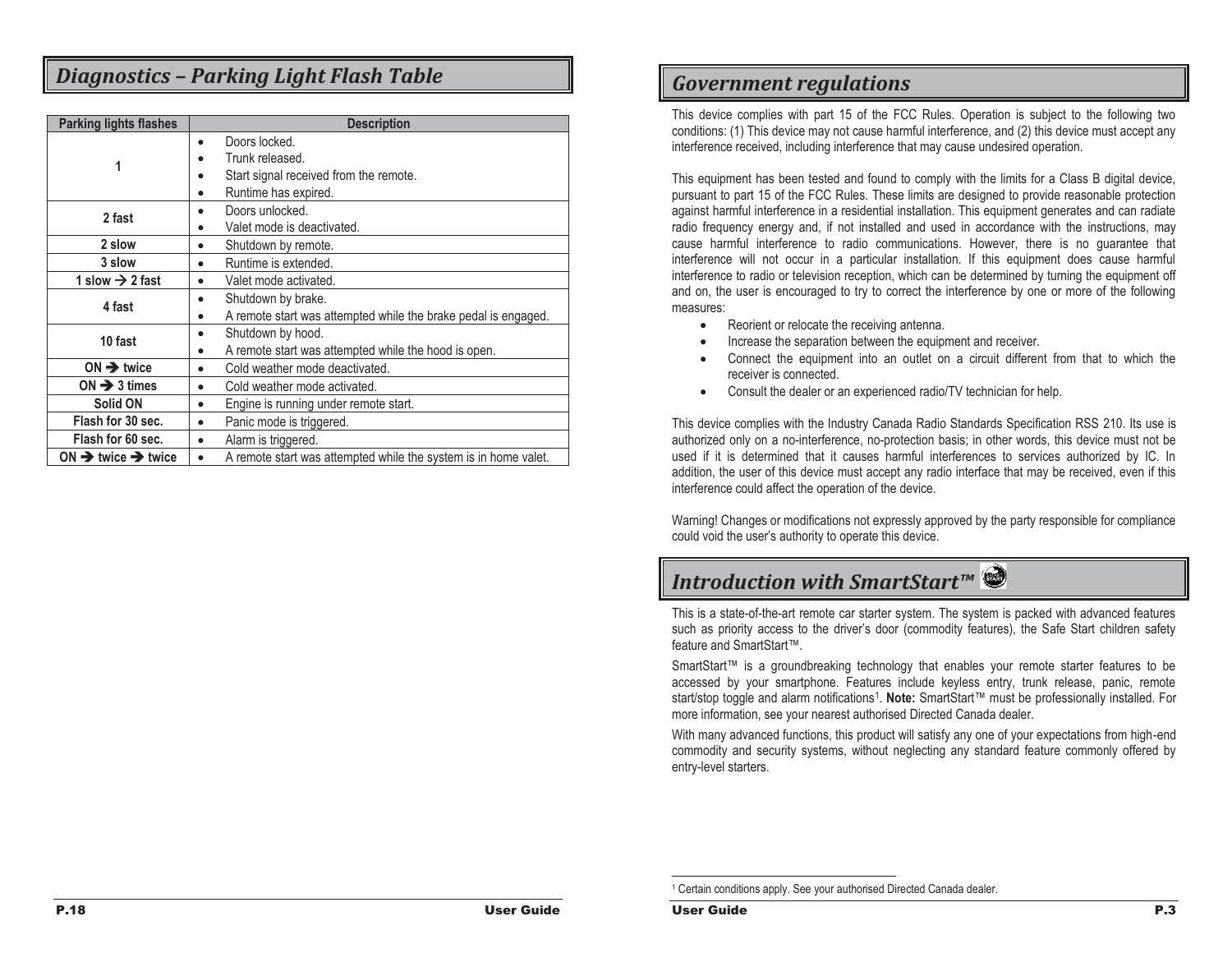## *Diagnostics – Parking Light Flash Table*

| Parking lights flashes | Description |
|---|---|
| 1 | • Doors locked.<br>• Trunk released.<br>• Start signal received from the remote.<br>• Runtime has expired. |
| 2 fast | • Doors unlocked.<br>• Valet mode is deactivated. |
| 2 slow | • Shutdown by remote. |
| 3 slow | • Runtime is extended. |
| 1 slow → 2 fast | • Valet mode activated. |
| 4 fast | • Shutdown by brake.<br>• A remote start was attempted while the brake pedal is engaged. |
| 10 fast | • Shutdown by hood.<br>• A remote start was attempted while the hood is open. |
| ON → twice | • Cold weather mode deactivated. |
| ON → 3 times | • Cold weather mode activated. |
| Solid ON | • Engine is running under remote start. |
| Flash for 30 sec. | • Panic mode is triggered. |
| Flash for 60 sec. | • Alarm is triggered. |
| ON → twice → twice | • A remote start was attempted while the system is in home valet. |

## *Government regulations*

This device complies with part 15 of the FCC Rules. Operation is subject to the following two conditions: (1) This device may not cause harmful interference, and (2) this device must accept any interference received, including interference that may cause undesired operation.

This equipment has been tested and found to comply with the limits for a Class B digital device, pursuant to part 15 of the FCC Rules. These limits are designed to provide reasonable protection against harmful interference in a residential installation. This equipment generates and can radiate radio frequency energy and, if not installed and used in accordance with the instructions, may cause harmful interference to radio communications. However, there is no guarantee that interference will not occur in a particular installation. If this equipment does cause harmful interference to radio or television reception, which can be determined by turning the equipment off and on, the user is encouraged to try to correct the interference by one or more of the following measures:

- Reorient or relocate the receiving antenna.
- Increase the separation between the equipment and receiver.
- Connect the equipment into an outlet on a circuit different from that to which the receiver is connected.
- Consult the dealer or an experienced radio/TV technician for help.

This device complies with the Industry Canada Radio Standards Specification RSS 210. Its use is authorized only on a no-interference, no-protection basis; in other words, this device must not be used if it is determined that it causes harmful interferences to services authorized by IC. In addition, the user of this device must accept any radio interface that may be received, even if this interference could affect the operation of the device.

Warning! Changes or modifications not expressly approved by the party responsible for compliance could void the user's authority to operate this device.

## *Introduction with SmartStart™*

This is a state-of-the-art remote car starter system. The system is packed with advanced features such as priority access to the driver's door (commodity features), the Safe Start children safety feature and SmartStart™.

SmartStart™ is a groundbreaking technology that enables your remote starter features to be accessed by your smartphone. Features include keyless entry, trunk release, panic, remote start/stop toggle and alarm notifications[1]. **Note:** SmartStart™ must be professionally installed. For more information, see your nearest authorised Directed Canada dealer.

With many advanced functions, this product will satisfy any one of your expectations from high-end commodity and security systems, without neglecting any standard feature commonly offered by entry-level starters.

[1] Certain conditions apply. See your authorised Directed Canada dealer.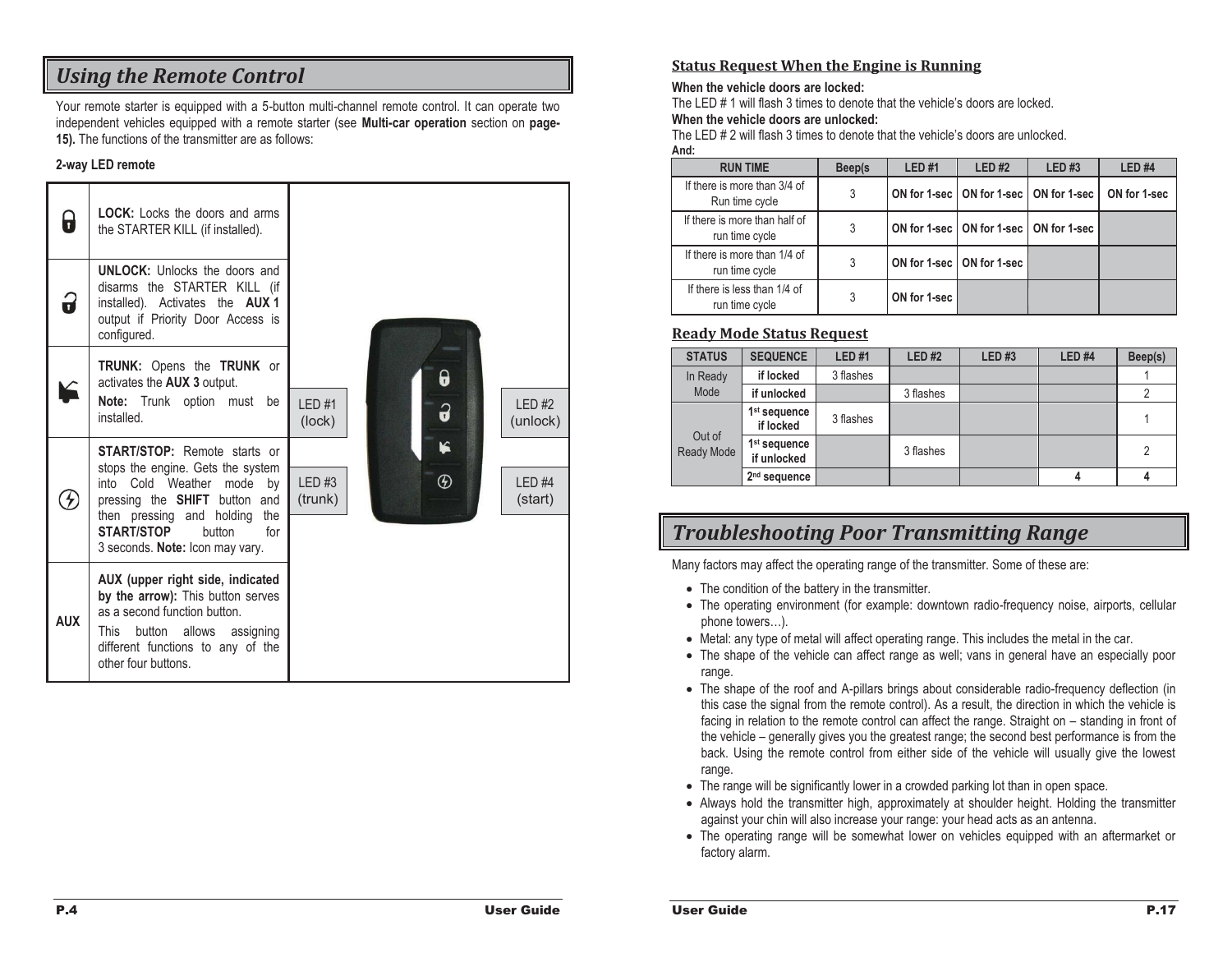## Using the Remote Control

Your remote starter is equipped with a 5-button multi-channel remote control. It can operate two independent vehicles equipped with a remote starter (see **Multi-car operation** section on **page-15).** The functions of the transmitter are as follows:

**2-way LED remote**

| Button | Function |
|---|---|
| (lock icon) | **LOCK:** Locks the doors and arms the STARTER KILL (if installed). |
| (unlock icon) | **UNLOCK:** Unlocks the doors and disarms the STARTER KILL (if installed). Activates the **AUX 1** output if Priority Door Access is configured. |
| (trunk icon) | **TRUNK:** Opens the **TRUNK** or activates the **AUX 3** output. **Note:** Trunk option must be installed. |
| (start icon) | **START/STOP:** Remote starts or stops the engine. Gets the system into Cold Weather mode by pressing the **SHIFT** button and then pressing and holding the **START/STOP** button for 3 seconds. **Note:** Icon may vary. |
| **AUX** | **AUX (upper right side, indicated by the arrow):** This button serves as a second function button. This button allows assigning different functions to any of the other four buttons. |

LED #1 (lock)
LED #2 (unlock)
LED #3 (trunk)
LED #4 (start)

### Status Request When the Engine is Running

**When the vehicle doors are locked:**
The LED # 1 will flash 3 times to denote that the vehicle's doors are locked.
**When the vehicle doors are unlocked:**
The LED # 2 will flash 3 times to denote that the vehicle's doors are unlocked.
**And:**

| RUN TIME | Beep(s | LED #1 | LED #2 | LED #3 | LED #4 |
|---|---|---|---|---|---|
| If there is more than 3/4 of Run time cycle | 3 | **ON for 1-sec** | **ON for 1-sec** | **ON for 1-sec** | **ON for 1-sec** |
| If there is more than half of run time cycle | 3 | **ON for 1-sec** | **ON for 1-sec** | **ON for 1-sec** | |
| If there is more than 1/4 of run time cycle | 3 | **ON for 1-sec** | **ON for 1-sec** | | |
| If there is less than 1/4 of run time cycle | 3 | **ON for 1-sec** | | | |

### Ready Mode Status Request

| STATUS | SEQUENCE | LED #1 | LED #2 | LED #3 | LED #4 | Beep(s) |
|---|---|---|---|---|---|---|
| In Ready Mode | **if locked** | 3 flashes | | | | 1 |
| | **if unlocked** | | 3 flashes | | | 2 |
| Out of Ready Mode | **1st sequence if locked** | 3 flashes | | | | 1 |
| | **1st sequence if unlocked** | | 3 flashes | | | 2 |
| | **2nd sequence** | | | | **4** | **4** |

## Troubleshooting Poor Transmitting Range

Many factors may affect the operating range of the transmitter. Some of these are:

- The condition of the battery in the transmitter.
- The operating environment (for example: downtown radio-frequency noise, airports, cellular phone towers…).
- Metal: any type of metal will affect operating range. This includes the metal in the car.
- The shape of the vehicle can affect range as well; vans in general have an especially poor range.
- The shape of the roof and A-pillars brings about considerable radio-frequency deflection (in this case the signal from the remote control). As a result, the direction in which the vehicle is facing in relation to the remote control can affect the range. Straight on – standing in front of the vehicle – generally gives you the greatest range; the second best performance is from the back. Using the remote control from either side of the vehicle will usually give the lowest range.
- The range will be significantly lower in a crowded parking lot than in open space.
- Always hold the transmitter high, approximately at shoulder height. Holding the transmitter against your chin will also increase your range: your head acts as an antenna.
- The operating range will be somewhat lower on vehicles equipped with an aftermarket or factory alarm.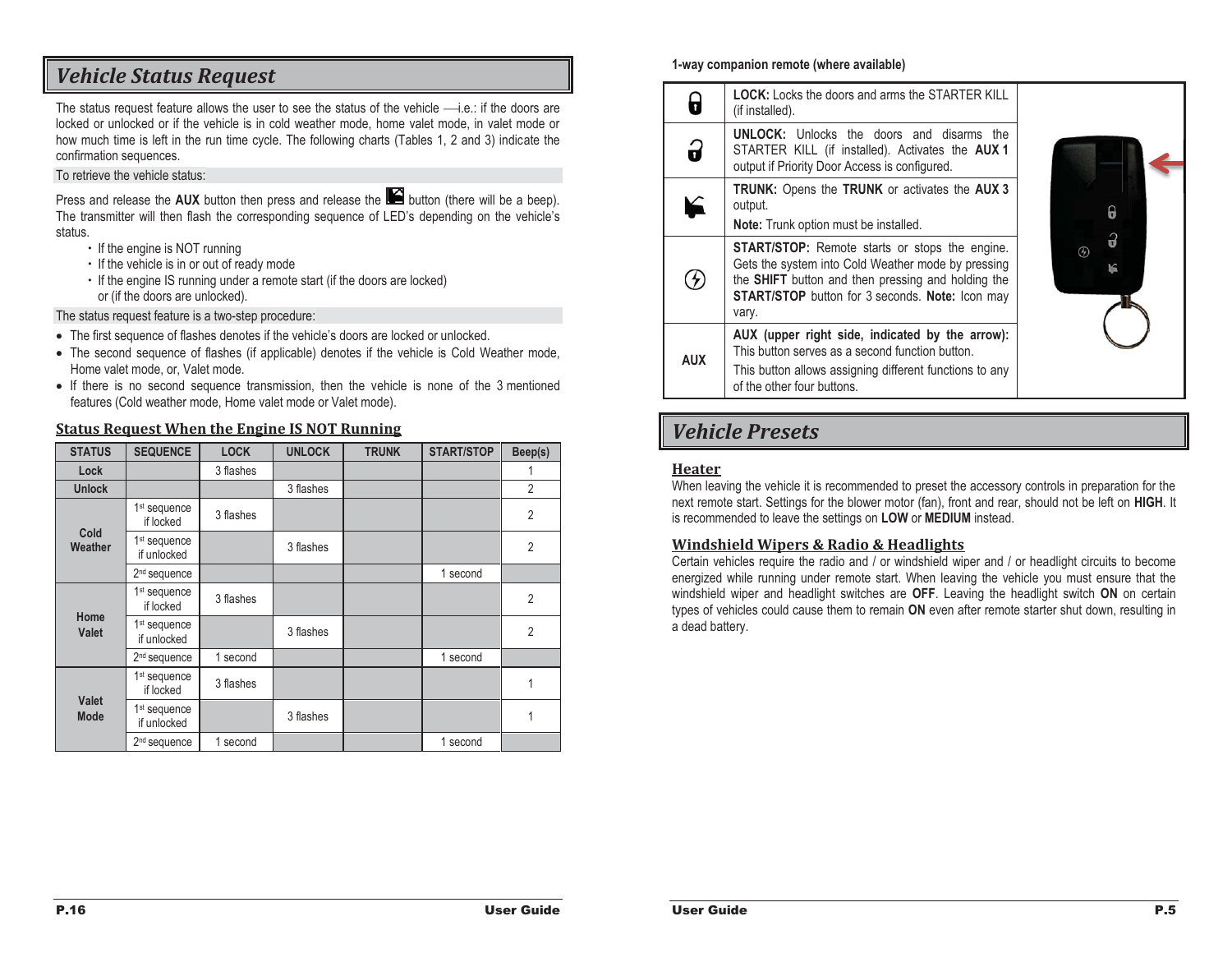# Vehicle Status Request

The status request feature allows the user to see the status of the vehicle —i.e.: if the doors are locked or unlocked or if the vehicle is in cold weather mode, home valet mode, in valet mode or how much time is left in the run time cycle. The following charts (Tables 1, 2 and 3) indicate the confirmation sequences.

To retrieve the vehicle status:

Press and release the **AUX** button then press and release the button (there will be a beep). The transmitter will then flash the corresponding sequence of LED's depending on the vehicle's status.

- If the engine is NOT running
- If the vehicle is in or out of ready mode
- If the engine IS running under a remote start (if the doors are locked) or (if the doors are unlocked).

The status request feature is a two-step procedure:

- The first sequence of flashes denotes if the vehicle's doors are locked or unlocked.
- The second sequence of flashes (if applicable) denotes if the vehicle is Cold Weather mode, Home valet mode, or, Valet mode.
- If there is no second sequence transmission, then the vehicle is none of the 3 mentioned features (Cold weather mode, Home valet mode or Valet mode).

## Status Request When the Engine IS NOT Running

| STATUS | SEQUENCE | LOCK | UNLOCK | TRUNK | START/STOP | Beep(s) |
|---|---|---|---|---|---|---|
| Lock | | 3 flashes | | | | 1 |
| Unlock | | | 3 flashes | | | 2 |
| Cold Weather | 1st sequence if locked | 3 flashes | | | | 2 |
| | 1st sequence if unlocked | | 3 flashes | | | 2 |
| | 2nd sequence | | | | 1 second | |
| Home Valet | 1st sequence if locked | 3 flashes | | | | 2 |
| | 1st sequence if unlocked | | 3 flashes | | | 2 |
| | 2nd sequence | 1 second | | | 1 second | |
| Valet Mode | 1st sequence if locked | 3 flashes | | | | 1 |
| | 1st sequence if unlocked | | 3 flashes | | | 1 |
| | 2nd sequence | 1 second | | | 1 second | |

**1-way companion remote (where available)**

| Button | Function |
|---|---|
| (Lock icon) | **LOCK:** Locks the doors and arms the STARTER KILL (if installed). |
| (Unlock icon) | **UNLOCK:** Unlocks the doors and disarms the STARTER KILL (if installed). Activates the **AUX 1** output if Priority Door Access is configured. |
| (Trunk icon) | **TRUNK:** Opens the **TRUNK** or activates the **AUX 3** output. **Note:** Trunk option must be installed. |
| (Start/Stop icon) | **START/STOP:** Remote starts or stops the engine. Gets the system into Cold Weather mode by pressing the **SHIFT** button and then pressing and holding the **START/STOP** button for 3 seconds. **Note:** Icon may vary. |
| AUX | **AUX (upper right side, indicated by the arrow):** This button serves as a second function button. This button allows assigning different functions to any of the other four buttons. |

# Vehicle Presets

## Heater

When leaving the vehicle it is recommended to preset the accessory controls in preparation for the next remote start. Settings for the blower motor (fan), front and rear, should not be left on **HIGH**. It is recommended to leave the settings on **LOW** or **MEDIUM** instead.

## Windshield Wipers & Radio & Headlights

Certain vehicles require the radio and / or windshield wiper and / or headlight circuits to become energized while running under remote start. When leaving the vehicle you must ensure that the windshield wiper and headlight switches are **OFF**. Leaving the headlight switch **ON** on certain types of vehicles could cause them to remain **ON** even after remote starter shut down, resulting in a dead battery.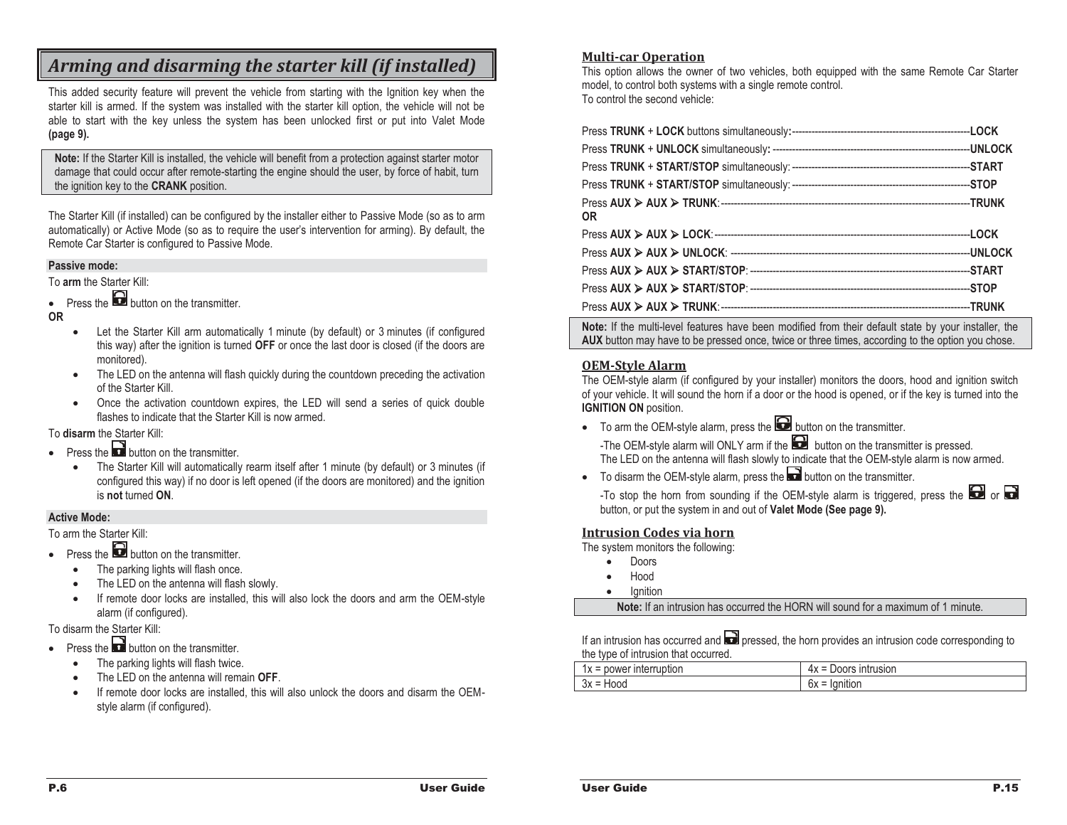## Arming and disarming the starter kill (if installed)

This added security feature will prevent the vehicle from starting with the Ignition key when the starter kill is armed. If the system was installed with the starter kill option, the vehicle will not be able to start with the key unless the system has been unlocked first or put into Valet Mode **(page 9).**

**Note:** If the Starter Kill is installed, the vehicle will benefit from a protection against starter motor damage that could occur after remote-starting the engine should the user, by force of habit, turn the ignition key to the **CRANK** position.

The Starter Kill (if installed) can be configured by the installer either to Passive Mode (so as to arm automatically) or Active Mode (so as to require the user's intervention for arming). By default, the Remote Car Starter is configured to Passive Mode.

**Passive mode:**

To **arm** the Starter Kill:

- Press the button on the transmitter.

**OR**

- Let the Starter Kill arm automatically 1 minute (by default) or 3 minutes (if configured this way) after the ignition is turned **OFF** or once the last door is closed (if the doors are monitored).
- The LED on the antenna will flash quickly during the countdown preceding the activation of the Starter Kill.
- Once the activation countdown expires, the LED will send a series of quick double flashes to indicate that the Starter Kill is now armed.

To **disarm** the Starter Kill:

- Press the button on the transmitter.
  - The Starter Kill will automatically rearm itself after 1 minute (by default) or 3 minutes (if configured this way) if no door is left opened (if the doors are monitored) and the ignition is **not** turned **ON**.

**Active Mode:**

To arm the Starter Kill:

- Press the button on the transmitter.
  - The parking lights will flash once.
  - The LED on the antenna will flash slowly.
  - If remote door locks are installed, this will also lock the doors and arm the OEM-style alarm (if configured).

To disarm the Starter Kill:

- Press the button on the transmitter.
  - The parking lights will flash twice.
  - The LED on the antenna will remain **OFF**.
  - If remote door locks are installed, this will also unlock the doors and disarm the OEM-style alarm (if configured).

### Multi-car Operation

This option allows the owner of two vehicles, both equipped with the same Remote Car Starter model, to control both systems with a single remote control.
To control the second vehicle:

Press **TRUNK** + **LOCK** buttons simultaneously:------------------------------------------------------**LOCK**
Press **TRUNK** + **UNLOCK** simultaneously: -----------------------------------------------------------**UNLOCK**
Press **TRUNK** + **START/STOP** simultaneously: ------------------------------------------------------**START**
Press **TRUNK** + **START/STOP** simultaneously: ------------------------------------------------------**STOP**
Press **AUX** ➤ **AUX** ➤ **TRUNK**:-----------------------------------------------------------------------------**TRUNK**
**OR**
Press **AUX** ➤ **AUX** ➤ **LOCK**:-------------------------------------------------------------------------------**LOCK**
Press **AUX** ➤ **AUX** ➤ **UNLOCK**: ------------------------------------------------------------------------**UNLOCK**
Press **AUX** ➤ **AUX** ➤ **START/STOP**: -------------------------------------------------------------------**START**
Press **AUX** ➤ **AUX** ➤ **START/STOP**: -------------------------------------------------------------------**STOP**
Press **AUX** ➤ **AUX** ➤ **TRUNK**:-----------------------------------------------------------------------------**TRUNK**

**Note:** If the multi-level features have been modified from their default state by your installer, the **AUX** button may have to be pressed once, twice or three times, according to the option you chose.

### OEM-Style Alarm

The OEM-style alarm (if configured by your installer) monitors the doors, hood and ignition switch of your vehicle. It will sound the horn if a door or the hood is opened, or if the key is turned into the **IGNITION ON** position.

- To arm the OEM-style alarm, press the button on the transmitter.
  -The OEM-style alarm will ONLY arm if the button on the transmitter is pressed.
  The LED on the antenna will flash slowly to indicate that the OEM-style alarm is now armed.
- To disarm the OEM-style alarm, press the button on the transmitter.
  -To stop the horn from sounding if the OEM-style alarm is triggered, press the or button, or put the system in and out of **Valet Mode (See page 9).**

### Intrusion Codes via horn

The system monitors the following:

- Doors
- Hood
- Ignition

**Note:** If an intrusion has occurred the HORN will sound for a maximum of 1 minute.

If an intrusion has occurred and pressed, the horn provides an intrusion code corresponding to the type of intrusion that occurred.

| | |
|---|---|
| 1x = power interruption | 4x = Doors intrusion |
| 3x = Hood | 6x = Ignition |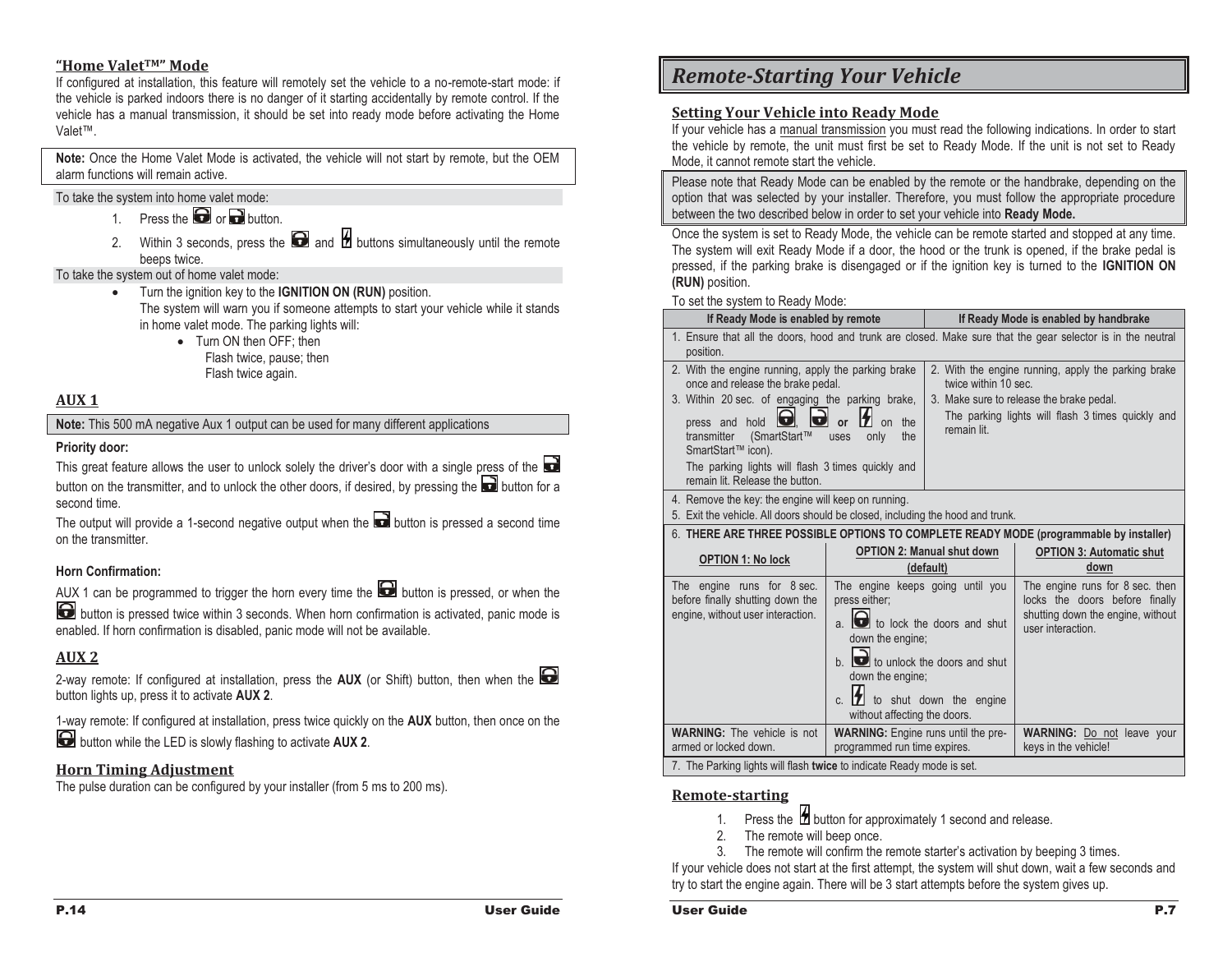## "Home Valet™" Mode

If configured at installation, this feature will remotely set the vehicle to a no-remote-start mode: if the vehicle is parked indoors there is no danger of it starting accidentally by remote control. If the vehicle has a manual transmission, it should be set into ready mode before activating the Home Valet™.

**Note:** Once the Home Valet Mode is activated, the vehicle will not start by remote, but the OEM alarm functions will remain active.

To take the system into home valet mode:

1. Press the [lock] or [unlock] button.
2. Within 3 seconds, press the [lock] and [start] buttons simultaneously until the remote beeps twice.

To take the system out of home valet mode:

- Turn the ignition key to the **IGNITION ON (RUN)** position.
  The system will warn you if someone attempts to start your vehicle while it stands in home valet mode. The parking lights will:
  - Turn ON then OFF; then
    Flash twice, pause; then
    Flash twice again.

## AUX 1

**Note:** This 500 mA negative Aux 1 output can be used for many different applications

**Priority door:**

This great feature allows the user to unlock solely the driver's door with a single press of the [unlock] button on the transmitter, and to unlock the other doors, if desired, by pressing the [unlock] button for a second time.

The output will provide a 1-second negative output when the [unlock] button is pressed a second time on the transmitter.

**Horn Confirmation:**

AUX 1 can be programmed to trigger the horn every time the [lock] button is pressed, or when the [lock] button is pressed twice within 3 seconds. When horn confirmation is activated, panic mode is enabled. If horn confirmation is disabled, panic mode will not be available.

## AUX 2

2-way remote: If configured at installation, press the **AUX** (or Shift) button, then when the [lock] button lights up, press it to activate **AUX 2**.

1-way remote: If configured at installation, press twice quickly on the **AUX** button, then once on the [lock] button while the LED is slowly flashing to activate **AUX 2**.

## Horn Timing Adjustment

The pulse duration can be configured by your installer (from 5 ms to 200 ms).

# Remote-Starting Your Vehicle

## Setting Your Vehicle into Ready Mode

If your vehicle has a manual transmission you must read the following indications. In order to start the vehicle by remote, the unit must first be set to Ready Mode. If the unit is not set to Ready Mode, it cannot remote start the vehicle.

Please note that Ready Mode can be enabled by the remote or the handbrake, depending on the option that was selected by your installer. Therefore, you must follow the appropriate procedure between the two described below in order to set your vehicle into **Ready Mode.**

Once the system is set to Ready Mode, the vehicle can be remote started and stopped at any time. The system will exit Ready Mode if a door, the hood or the trunk is opened, if the brake pedal is pressed, if the parking brake is disengaged or if the ignition key is turned to the **IGNITION ON (RUN)** position.

To set the system to Ready Mode:

| If Ready Mode is enabled by remote | If Ready Mode is enabled by handbrake |
|---|---|
| 1. Ensure that all the doors, hood and trunk are closed. Make sure that the gear selector is in the neutral position. | |
| 2. With the engine running, apply the parking brake once and release the brake pedal.<br>3. Within 20 sec. of engaging the parking brake, press and hold [lock], [unlock] **or** [start] on the transmitter (SmartStart™ uses only the SmartStart™ icon).<br>The parking lights will flash 3 times quickly and remain lit. Release the button. | 2. With the engine running, apply the parking brake twice within 10 sec.<br>3. Make sure to release the brake pedal.<br>The parking lights will flash 3 times quickly and remain lit. |
| 4. Remove the key: the engine will keep on running.<br>5. Exit the vehicle. All doors should be closed, including the hood and trunk. | |

6. **THERE ARE THREE POSSIBLE OPTIONS TO COMPLETE READY MODE (programmable by installer)**

| OPTION 1: No lock | OPTION 2: Manual shut down (default) | OPTION 3: Automatic shut down |
|---|---|---|
| The engine runs for 8 sec. before finally shutting down the engine, without user interaction. | The engine keeps going until you press either;<br>a. [lock] to lock the doors and shut down the engine;<br>b. [unlock] to unlock the doors and shut down the engine;<br>c. [start] to shut down the engine without affecting the doors. | The engine runs for 8 sec. then locks the doors before finally shutting down the engine, without user interaction. |
| **WARNING:** The vehicle is not armed or locked down. | **WARNING:** Engine runs until the pre-programmed run time expires. | **WARNING:** Do not leave your keys in the vehicle! |

7. The Parking lights will flash **twice** to indicate Ready mode is set.

## Remote-starting

1. Press the [start] button for approximately 1 second and release.
2. The remote will beep once.
3. The remote will confirm the remote starter's activation by beeping 3 times.

If your vehicle does not start at the first attempt, the system will shut down, wait a few seconds and try to start the engine again. There will be 3 start attempts before the system gives up.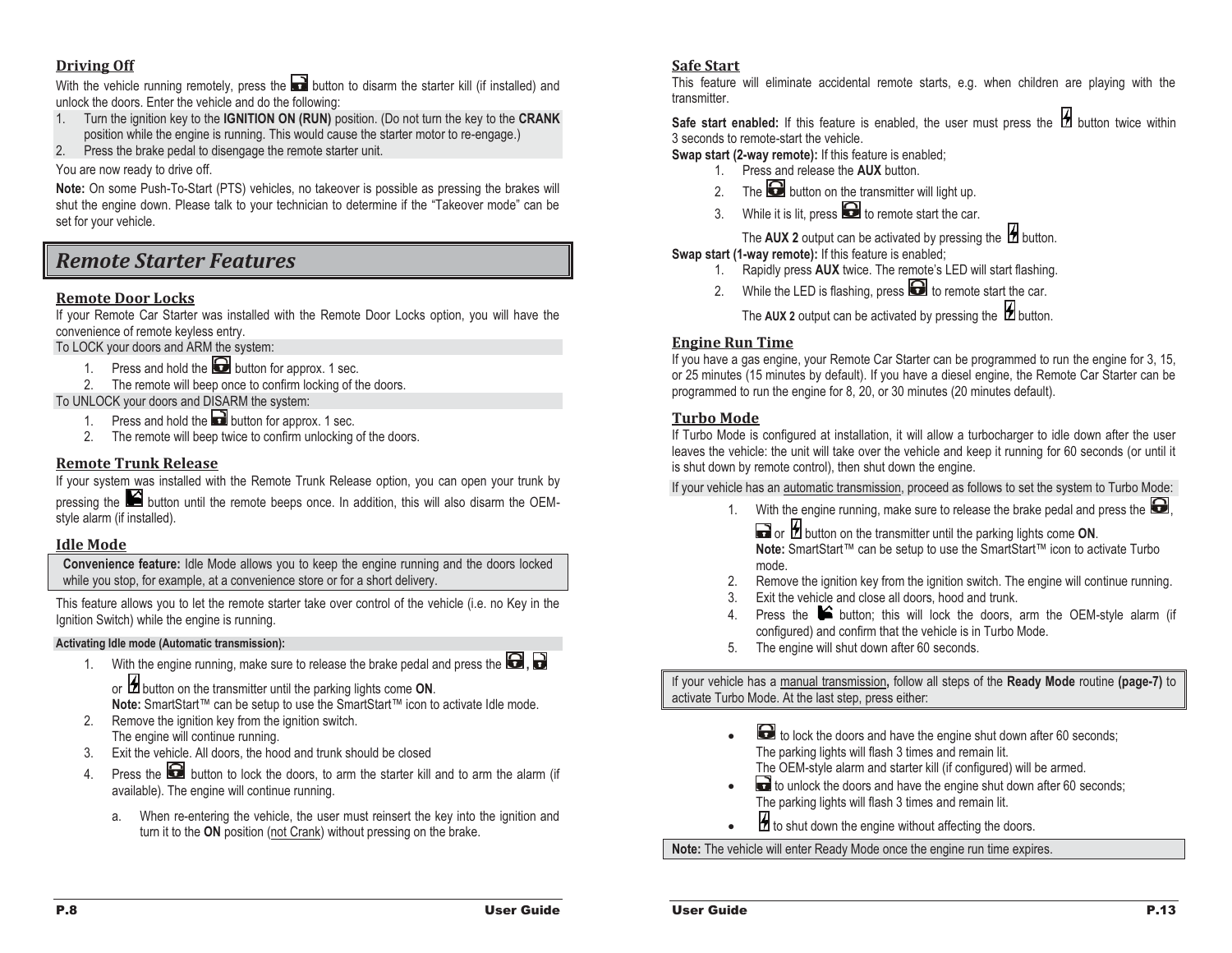### Driving Off

With the vehicle running remotely, press the button to disarm the starter kill (if installed) and unlock the doors. Enter the vehicle and do the following:

1. Turn the ignition key to the **IGNITION ON (RUN)** position. (Do not turn the key to the **CRANK** position while the engine is running. This would cause the starter motor to re-engage.)
2. Press the brake pedal to disengage the remote starter unit.

You are now ready to drive off.

**Note:** On some Push-To-Start (PTS) vehicles, no takeover is possible as pressing the brakes will shut the engine down. Please talk to your technician to determine if the "Takeover mode" can be set for your vehicle.

## *Remote Starter Features*

### Remote Door Locks

If your Remote Car Starter was installed with the Remote Door Locks option, you will have the convenience of remote keyless entry.

To LOCK your doors and ARM the system:

1. Press and hold the button for approx. 1 sec.
2. The remote will beep once to confirm locking of the doors.

To UNLOCK your doors and DISARM the system:

1. Press and hold the button for approx. 1 sec.
2. The remote will beep twice to confirm unlocking of the doors.

### Remote Trunk Release

If your system was installed with the Remote Trunk Release option, you can open your trunk by pressing the button until the remote beeps once. In addition, this will also disarm the OEM-style alarm (if installed).

### Idle Mode

**Convenience feature:** Idle Mode allows you to keep the engine running and the doors locked while you stop, for example, at a convenience store or for a short delivery.

This feature allows you to let the remote starter take over control of the vehicle (i.e. no Key in the Ignition Switch) while the engine is running.

**Activating Idle mode (Automatic transmission):**

1. With the engine running, make sure to release the brake pedal and press the , or button on the transmitter until the parking lights come **ON**.
   **Note:** SmartStart™ can be setup to use the SmartStart™ icon to activate Idle mode.
2. Remove the ignition key from the ignition switch.
   The engine will continue running.
3. Exit the vehicle. All doors, the hood and trunk should be closed
4. Press the button to lock the doors, to arm the starter kill and to arm the alarm (if available). The engine will continue running.
   a. When re-entering the vehicle, the user must reinsert the key into the ignition and turn it to the **ON** position (not Crank) without pressing on the brake.

### Safe Start

This feature will eliminate accidental remote starts, e.g. when children are playing with the transmitter.

**Safe start enabled:** If this feature is enabled, the user must press the button twice within 3 seconds to remote-start the vehicle.

**Swap start (2-way remote):** If this feature is enabled;

1. Press and release the **AUX** button.
2. The button on the transmitter will light up.
3. While it is lit, press to remote start the car.

   The **AUX 2** output can be activated by pressing the button.

**Swap start (1-way remote):** If this feature is enabled;

1. Rapidly press **AUX** twice. The remote's LED will start flashing.
2. While the LED is flashing, press to remote start the car.

   The **AUX 2** output can be activated by pressing the button.

### Engine Run Time

If you have a gas engine, your Remote Car Starter can be programmed to run the engine for 3, 15, or 25 minutes (15 minutes by default). If you have a diesel engine, the Remote Car Starter can be programmed to run the engine for 8, 20, or 30 minutes (20 minutes default).

### Turbo Mode

If Turbo Mode is configured at installation, it will allow a turbocharger to idle down after the user leaves the vehicle: the unit will take over the vehicle and keep it running for 60 seconds (or until it is shut down by remote control), then shut down the engine.

If your vehicle has an automatic transmission, proceed as follows to set the system to Turbo Mode:

1. With the engine running, make sure to release the brake pedal and press the , or button on the transmitter until the parking lights come **ON**.
   **Note:** SmartStart™ can be setup to use the SmartStart™ icon to activate Turbo mode.
2. Remove the ignition key from the ignition switch. The engine will continue running.
3. Exit the vehicle and close all doors, hood and trunk.
4. Press the button; this will lock the doors, arm the OEM-style alarm (if configured) and confirm that the vehicle is in Turbo Mode.
5. The engine will shut down after 60 seconds.

If your vehicle has a manual transmission**,** follow all steps of the **Ready Mode** routine **(page-7)** to activate Turbo Mode. At the last step, press either:

- to lock the doors and have the engine shut down after 60 seconds;
  The parking lights will flash 3 times and remain lit.
  The OEM-style alarm and starter kill (if configured) will be armed.
- to unlock the doors and have the engine shut down after 60 seconds;
  The parking lights will flash 3 times and remain lit.
- to shut down the engine without affecting the doors.

**Note:** The vehicle will enter Ready Mode once the engine run time expires.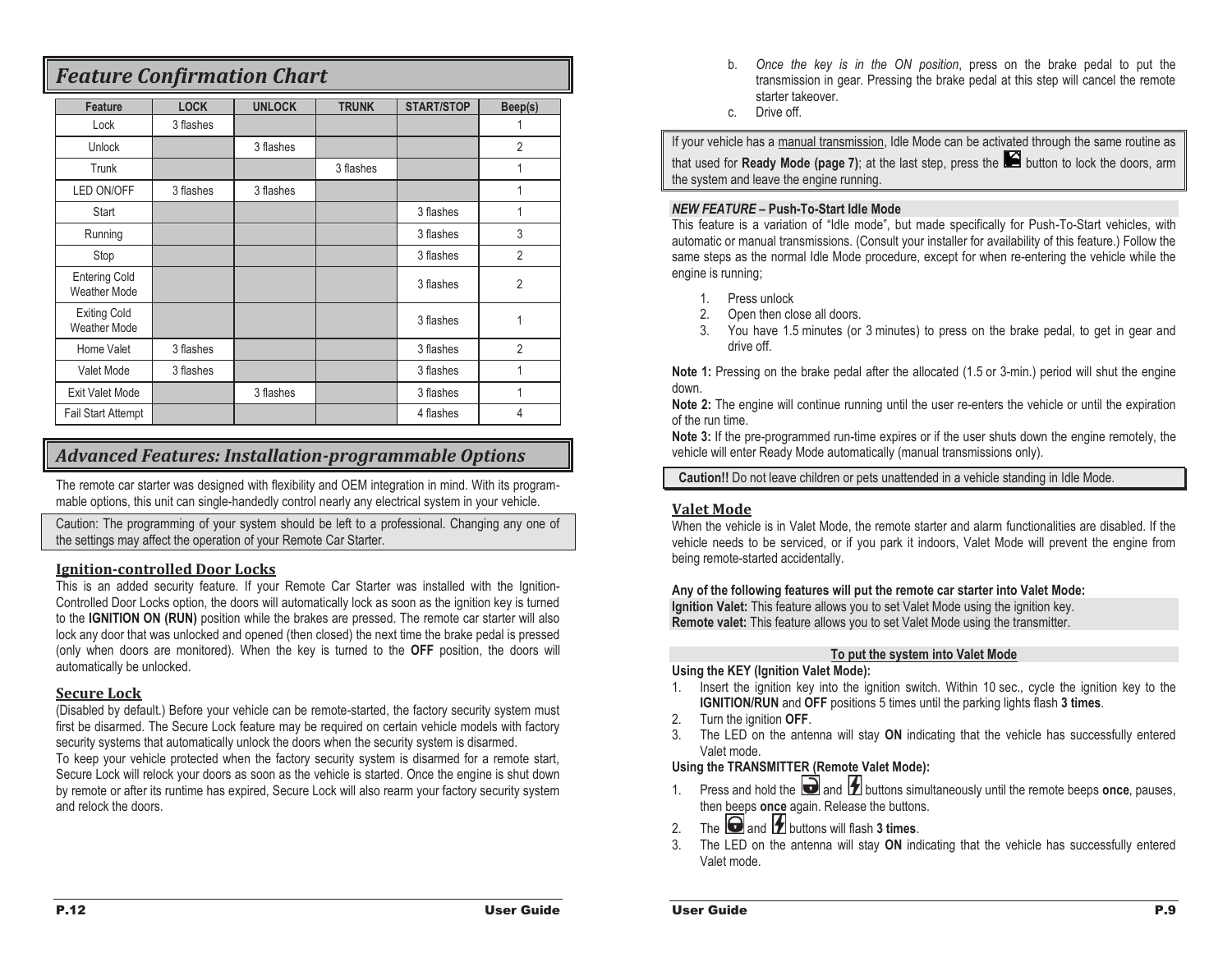## Feature Confirmation Chart

| Feature | LOCK | UNLOCK | TRUNK | START/STOP | Beep(s) |
|---|---|---|---|---|---|
| Lock | 3 flashes | | | | 1 |
| Unlock | | 3 flashes | | | 2 |
| Trunk | | | 3 flashes | | 1 |
| LED ON/OFF | 3 flashes | 3 flashes | | | 1 |
| Start | | | | 3 flashes | 1 |
| Running | | | | 3 flashes | 3 |
| Stop | | | | 3 flashes | 2 |
| Entering Cold Weather Mode | | | | 3 flashes | 2 |
| Exiting Cold Weather Mode | | | | 3 flashes | 1 |
| Home Valet | 3 flashes | | | 3 flashes | 2 |
| Valet Mode | 3 flashes | | | 3 flashes | 1 |
| Exit Valet Mode | | 3 flashes | | 3 flashes | 1 |
| Fail Start Attempt | | | | 4 flashes | 4 |

## Advanced Features: Installation-programmable Options

The remote car starter was designed with flexibility and OEM integration in mind. With its programmable options, this unit can single-handedly control nearly any electrical system in your vehicle.

Caution: The programming of your system should be left to a professional. Changing any one of the settings may affect the operation of your Remote Car Starter.

### Ignition-controlled Door Locks

This is an added security feature. If your Remote Car Starter was installed with the Ignition-Controlled Door Locks option, the doors will automatically lock as soon as the ignition key is turned to the **IGNITION ON (RUN)** position while the brakes are pressed. The remote car starter will also lock any door that was unlocked and opened (then closed) the next time the brake pedal is pressed (only when doors are monitored). When the key is turned to the **OFF** position, the doors will automatically be unlocked.

### Secure Lock

(Disabled by default.) Before your vehicle can be remote-started, the factory security system must first be disarmed. The Secure Lock feature may be required on certain vehicle models with factory security systems that automatically unlock the doors when the security system is disarmed.

To keep your vehicle protected when the factory security system is disarmed for a remote start, Secure Lock will relock your doors as soon as the vehicle is started. Once the engine is shut down by remote or after its runtime has expired, Secure Lock will also rearm your factory security system and relock the doors.

b. *Once the key is in the ON position*, press on the brake pedal to put the transmission in gear. Pressing the brake pedal at this step will cancel the remote starter takeover.

c. Drive off.

If your vehicle has a manual transmission, Idle Mode can be activated through the same routine as that used for **Ready Mode (page 7)**; at the last step, press the button to lock the doors, arm the system and leave the engine running.

***NEW FEATURE* – Push-To-Start Idle Mode**

This feature is a variation of "Idle mode", but made specifically for Push-To-Start vehicles, with automatic or manual transmissions. (Consult your installer for availability of this feature.) Follow the same steps as the normal Idle Mode procedure, except for when re-entering the vehicle while the engine is running;

1. Press unlock
2. Open then close all doors.
3. You have 1.5 minutes (or 3 minutes) to press on the brake pedal, to get in gear and drive off.

**Note 1:** Pressing on the brake pedal after the allocated (1.5 or 3-min.) period will shut the engine down.

**Note 2:** The engine will continue running until the user re-enters the vehicle or until the expiration of the run time.

**Note 3:** If the pre-programmed run-time expires or if the user shuts down the engine remotely, the vehicle will enter Ready Mode automatically (manual transmissions only).

**Caution!!** Do not leave children or pets unattended in a vehicle standing in Idle Mode.

### Valet Mode

When the vehicle is in Valet Mode, the remote starter and alarm functionalities are disabled. If the vehicle needs to be serviced, or if you park it indoors, Valet Mode will prevent the engine from being remote-started accidentally.

**Any of the following features will put the remote car starter into Valet Mode:**

**Ignition Valet:** This feature allows you to set Valet Mode using the ignition key.

**Remote valet:** This feature allows you to set Valet Mode using the transmitter.

**To put the system into Valet Mode**

**Using the KEY (Ignition Valet Mode):**

1. Insert the ignition key into the ignition switch. Within 10 sec., cycle the ignition key to the **IGNITION/RUN** and **OFF** positions 5 times until the parking lights flash **3 times**.
2. Turn the ignition **OFF**.
3. The LED on the antenna will stay **ON** indicating that the vehicle has successfully entered Valet mode.

**Using the TRANSMITTER (Remote Valet Mode):**

1. Press and hold the and buttons simultaneously until the remote beeps **once**, pauses, then beeps **once** again. Release the buttons.
2. The and buttons will flash **3 times**.
3. The LED on the antenna will stay **ON** indicating that the vehicle has successfully entered Valet mode.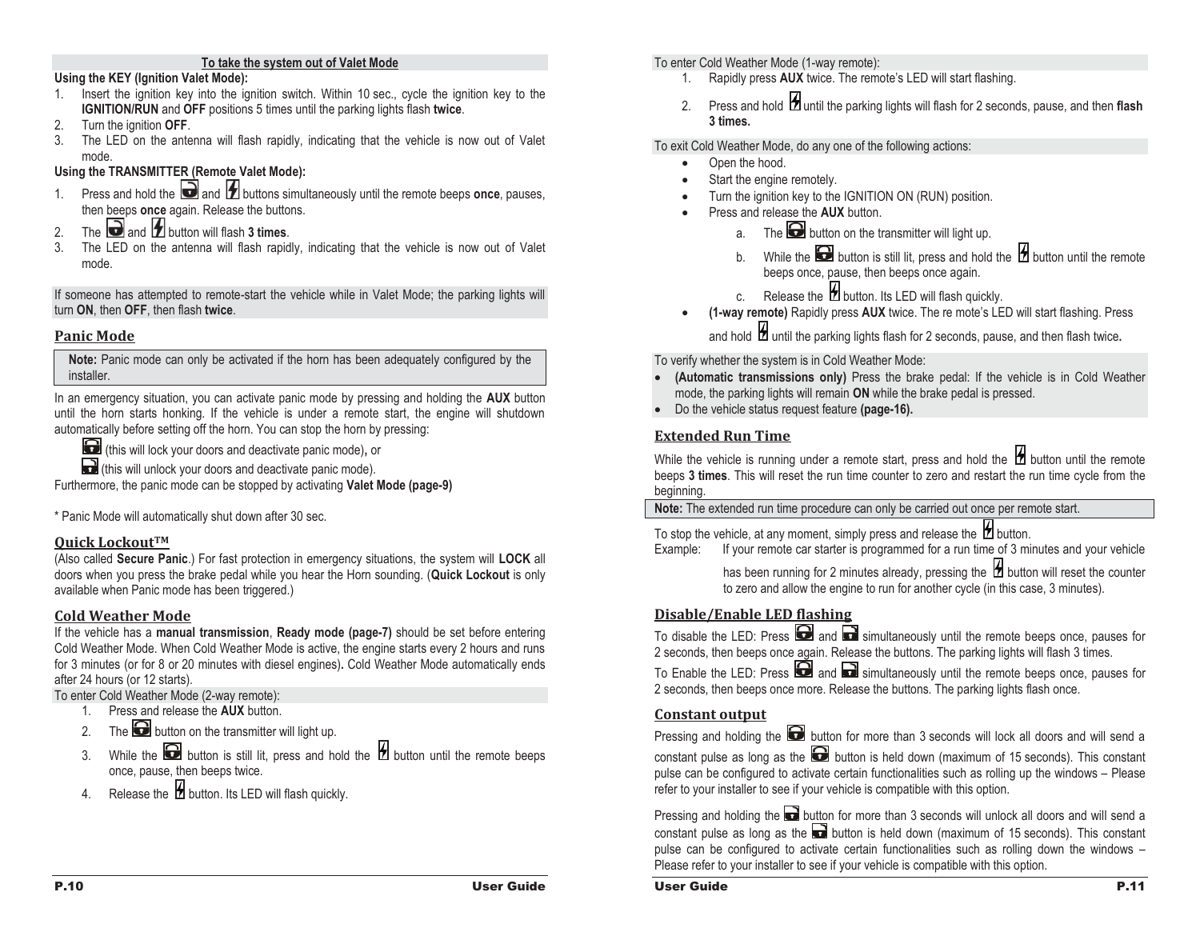**To take the system out of Valet Mode**

**Using the KEY (Ignition Valet Mode):**

1. Insert the ignition key into the ignition switch. Within 10 sec., cycle the ignition key to the **IGNITION/RUN** and **OFF** positions 5 times until the parking lights flash **twice**.
2. Turn the ignition **OFF**.
3. The LED on the antenna will flash rapidly, indicating that the vehicle is now out of Valet mode.

**Using the TRANSMITTER (Remote Valet Mode):**

1. Press and hold the and buttons simultaneously until the remote beeps **once**, pauses, then beeps **once** again. Release the buttons.
2. The and button will flash **3 times**.
3. The LED on the antenna will flash rapidly, indicating that the vehicle is now out of Valet mode.

If someone has attempted to remote-start the vehicle while in Valet Mode; the parking lights will turn **ON**, then **OFF**, then flash **twice**.

## Panic Mode

**Note:** Panic mode can only be activated if the horn has been adequately configured by the installer.

In an emergency situation, you can activate panic mode by pressing and holding the **AUX** button until the horn starts honking. If the vehicle is under a remote start, the engine will shutdown automatically before setting off the horn. You can stop the horn by pressing:

(this will lock your doors and deactivate panic mode), or

(this will unlock your doors and deactivate panic mode).

Furthermore, the panic mode can be stopped by activating **Valet Mode (page-9)**

* Panic Mode will automatically shut down after 30 sec.

## Quick Lockout™

(Also called **Secure Panic**.) For fast protection in emergency situations, the system will **LOCK** all doors when you press the brake pedal while you hear the Horn sounding. (**Quick Lockout** is only available when Panic mode has been triggered.)

## Cold Weather Mode

If the vehicle has a **manual transmission**, **Ready mode (page-7)** should be set before entering Cold Weather Mode. When Cold Weather Mode is active, the engine starts every 2 hours and runs for 3 minutes (or for 8 or 20 minutes with diesel engines)**.** Cold Weather Mode automatically ends after 24 hours (or 12 starts).

To enter Cold Weather Mode (2-way remote):

1. Press and release the **AUX** button.
2. The button on the transmitter will light up.
3. While the button is still lit, press and hold the button until the remote beeps once, pause, then beeps twice.
4. Release the button. Its LED will flash quickly.

To enter Cold Weather Mode (1-way remote):

1. Rapidly press **AUX** twice. The remote's LED will start flashing.
2. Press and hold until the parking lights will flash for 2 seconds, pause, and then **flash 3 times.**

To exit Cold Weather Mode, do any one of the following actions:

- Open the hood.
- Start the engine remotely.
- Turn the ignition key to the IGNITION ON (RUN) position.
- Press and release the **AUX** button.
  a. The button on the transmitter will light up.
  b. While the button is still lit, press and hold the button until the remote beeps once, pause, then beeps once again.
  c. Release the button. Its LED will flash quickly.
- **(1-way remote)** Rapidly press **AUX** twice. The re mote's LED will start flashing. Press and hold until the parking lights flash for 2 seconds, pause, and then flash twice**.**

To verify whether the system is in Cold Weather Mode:

- **(Automatic transmissions only)** Press the brake pedal: If the vehicle is in Cold Weather mode, the parking lights will remain **ON** while the brake pedal is pressed.
- Do the vehicle status request feature **(page-16).**

## Extended Run Time

While the vehicle is running under a remote start, press and hold the button until the remote beeps **3 times**. This will reset the run time counter to zero and restart the run time cycle from the beginning.

**Note:** The extended run time procedure can only be carried out once per remote start.

To stop the vehicle, at any moment, simply press and release the button.

Example: If your remote car starter is programmed for a run time of 3 minutes and your vehicle has been running for 2 minutes already, pressing the button will reset the counter to zero and allow the engine to run for another cycle (in this case, 3 minutes).

## Disable/Enable LED flashing

To disable the LED: Press and simultaneously until the remote beeps once, pauses for 2 seconds, then beeps once again. Release the buttons. The parking lights will flash 3 times.

To Enable the LED: Press and simultaneously until the remote beeps once, pauses for 2 seconds, then beeps once more. Release the buttons. The parking lights flash once.

## Constant output

Pressing and holding the button for more than 3 seconds will lock all doors and will send a constant pulse as long as the button is held down (maximum of 15 seconds). This constant pulse can be configured to activate certain functionalities such as rolling up the windows – Please refer to your installer to see if your vehicle is compatible with this option.

Pressing and holding the button for more than 3 seconds will unlock all doors and will send a constant pulse as long as the button is held down (maximum of 15 seconds). This constant pulse can be configured to activate certain functionalities such as rolling down the windows – Please refer to your installer to see if your vehicle is compatible with this option.